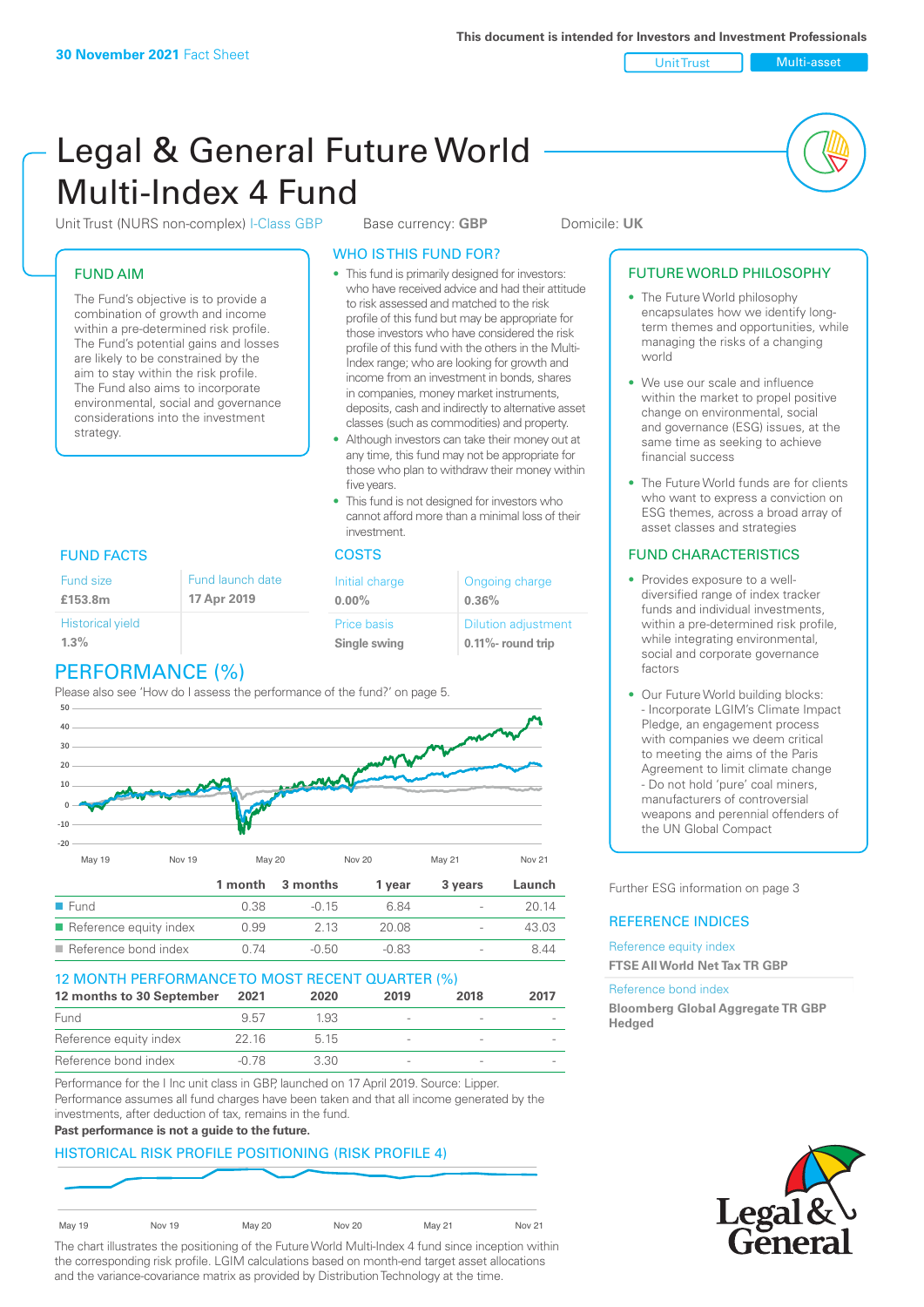This document is intended for Investors and Investment Professionals

**30 November 2021** Fact Sheet

Unit Trust | Multi-asset

# Legal & General Future World Multi-Index 4 Fund

Unit Trust (NURS non-complex) I-Class GBP | Base currency: **GBP** | Domicile: **UK**

## FUND AIM

The Fund's objective is to provide a combination of growth and income within a pre-determined risk profile. The Fund's potential gains and losses are likely to be constrained by the aim to stay within the risk profile. The Fund also aims to incorporate environmental, social and governance considerations into the investment strategy.

## WHO IS THIS FUND FOR?

- This fund is primarily designed for investors: who have received advice and had their attitude to risk assessed and matched to the risk profile of this fund but may be appropriate for those investors who have considered the risk profile of this fund with the others in the Multi-Index range; who are looking for growth and income from an investment in bonds, shares in companies, money market instruments, deposits, cash and indirectly to alternative asset classes (such as commodities) and property.
- Although investors can take their money out at any time, this fund may not be appropriate for those who plan to withdraw their money within five years.
- This fund is not designed for investors who cannot afford more than a minimal loss of their investment.

## FUTURE WORLD PHILOSOPHY

- The Future World philosophy encapsulates how we identify long-term themes and opportunities, while managing the risks of a changing world
- We use our scale and influence within the market to propel positive change on environmental, social and governance (ESG) issues, at the same time as seeking to achieve financial success
- The Future World funds are for clients who want to express a conviction on ESG themes, across a broad array of asset classes and strategies

## FUND FACTS

| Fund size | Fund launch date |
|---|---|
| **£153.8m** | **17 Apr 2019** |
| Historical yield | |
| **1.3%** | |

## COSTS

| Initial charge | Ongoing charge |
|---|---|
| **0.00%** | **0.36%** |
| Price basis | Dilution adjustment |
| **Single swing** | **0.11%- round trip** |

## FUND CHARACTERISTICS

- Provides exposure to a well-diversified range of index tracker funds and individual investments, within a pre-determined risk profile, while integrating environmental, social and corporate governance factors
- Our Future World building blocks:
  - Incorporate LGIM's Climate Impact Pledge, an engagement process with companies we deem critical to meeting the aims of the Paris Agreement to limit climate change
  - Do not hold 'pure' coal miners, manufacturers of controversial weapons and perennial offenders of the UN Global Compact

## PERFORMANCE (%)

Please also see 'How do I assess the performance of the fund?' on page 5.

| | 1 month | 3 months | 1 year | 3 years | Launch |
|---|---|---|---|---|---|
| Fund | 0.38 | -0.15 | 6.84 | - | 20.14 |
| Reference equity index | 0.99 | 2.13 | 20.08 | - | 43.03 |
| Reference bond index | 0.74 | -0.50 | -0.83 | - | 8.44 |

## 12 MONTH PERFORMANCE TO MOST RECENT QUARTER (%)

| 12 months to 30 September | 2021 | 2020 | 2019 | 2018 | 2017 |
|---|---|---|---|---|---|
| Fund | 9.57 | 1.93 | - | - | - |
| Reference equity index | 22.16 | 5.15 | - | - | - |
| Reference bond index | -0.78 | 3.30 | - | - | - |

Performance for the I Inc unit class in GBP, launched on 17 April 2019. Source: Lipper. Performance assumes all fund charges have been taken and that all income generated by the investments, after deduction of tax, remains in the fund.

**Past performance is not a guide to the future.**

Further ESG information on page 3

## REFERENCE INDICES

Reference equity index
**FTSE All World Net Tax TR GBP**

Reference bond index
**Bloomberg Global Aggregate TR GBP Hedged**

## HISTORICAL RISK PROFILE POSITIONING (RISK PROFILE 4)

The chart illustrates the positioning of the Future World Multi-Index 4 fund since inception within the corresponding risk profile. LGIM calculations based on month-end target asset allocations and the variance-covariance matrix as provided by Distribution Technology at the time.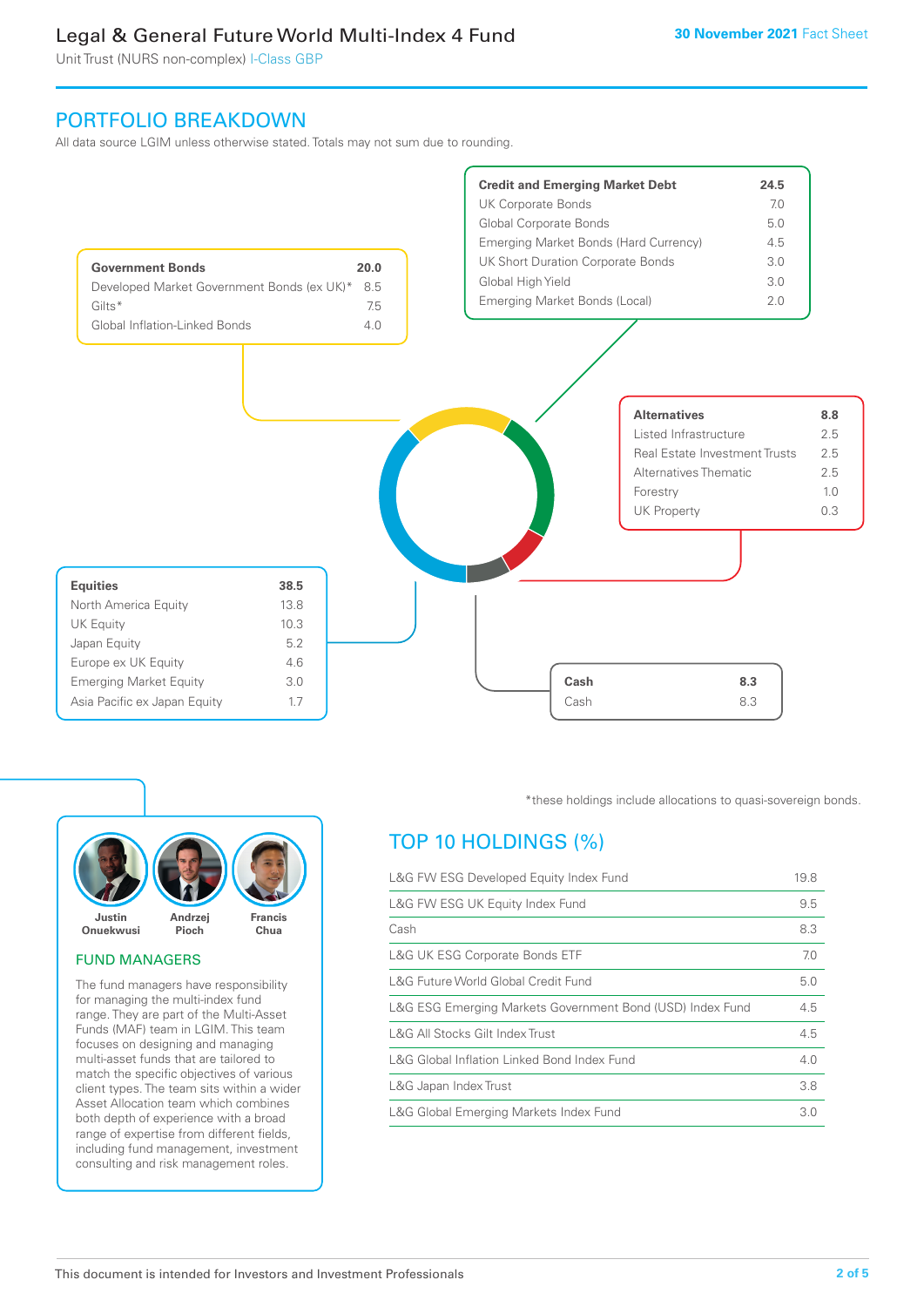## PORTFOLIO BREAKDOWN

All data source LGIM unless otherwise stated. Totals may not sum due to rounding.

| Government Bonds | 20.0 |
|---|---|
| Developed Market Government Bonds (ex UK)* | 8.5 |
| Gilts* | 7.5 |
| Global Inflation-Linked Bonds | 4.0 |

| Credit and Emerging Market Debt | 24.5 |
|---|---|
| UK Corporate Bonds | 7.0 |
| Global Corporate Bonds | 5.0 |
| Emerging Market Bonds (Hard Currency) | 4.5 |
| UK Short Duration Corporate Bonds | 3.0 |
| Global High Yield | 3.0 |
| Emerging Market Bonds (Local) | 2.0 |

| Alternatives | 8.8 |
|---|---|
| Listed Infrastructure | 2.5 |
| Real Estate Investment Trusts | 2.5 |
| Alternatives Thematic | 2.5 |
| Forestry | 1.0 |
| UK Property | 0.3 |

| Equities | 38.5 |
|---|---|
| North America Equity | 13.8 |
| UK Equity | 10.3 |
| Japan Equity | 5.2 |
| Europe ex UK Equity | 4.6 |
| Emerging Market Equity | 3.0 |
| Asia Pacific ex Japan Equity | 1.7 |

| Cash | 8.3 |
|---|---|
| Cash | 8.3 |

*these holdings include allocations to quasi-sovereign bonds.

## FUND MANAGERS

Justin Onuekwusi, Andrzej Pioch, Francis Chua

The fund managers have responsibility for managing the multi-index fund range. They are part of the Multi-Asset Funds (MAF) team in LGIM. This team focuses on designing and managing multi-asset funds that are tailored to match the specific objectives of various client types. The team sits within a wider Asset Allocation team which combines both depth of experience with a broad range of expertise from different fields, including fund management, investment consulting and risk management roles.

## TOP 10 HOLDINGS (%)

| Holding | % |
|---|---|
| L&G FW ESG Developed Equity Index Fund | 19.8 |
| L&G FW ESG UK Equity Index Fund | 9.5 |
| Cash | 8.3 |
| L&G UK ESG Corporate Bonds ETF | 7.0 |
| L&G Future World Global Credit Fund | 5.0 |
| L&G ESG Emerging Markets Government Bond (USD) Index Fund | 4.5 |
| L&G All Stocks Gilt Index Trust | 4.5 |
| L&G Global Inflation Linked Bond Index Fund | 4.0 |
| L&G Japan Index Trust | 3.8 |
| L&G Global Emerging Markets Index Fund | 3.0 |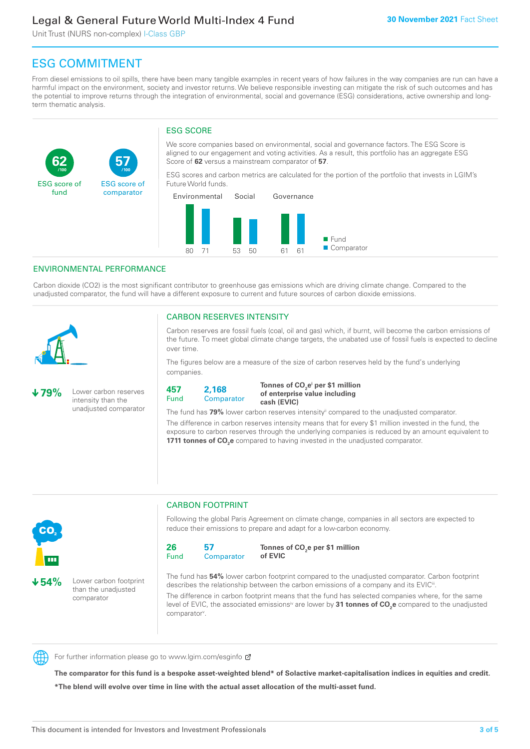## ESG COMMITMENT

From diesel emissions to oil spills, there have been many tangible examples in recent years of how failures in the way companies are run can have a harmful impact on the environment, society and investor returns. We believe responsible investing can mitigate the risk of such outcomes and has the potential to improve returns through the integration of environmental, social and governance (ESG) considerations, active ownership and long-term thematic analysis.

**62** /100 ESG score of fund

**57** /100 ESG score of comparator

### ESG SCORE

We score companies based on environmental, social and governance factors. The ESG Score is aligned to our engagement and voting activities. As a result, this portfolio has an aggregate ESG Score of **62** versus a mainstream comparator of **57**.

ESG scores and carbon metrics are calculated for the portion of the portfolio that invests in LGIM's Future World funds.

| | Fund | Comparator |
|---|---|---|
| Environmental | 80 | 71 |
| Social | 53 | 50 |
| Governance | 61 | 61 |

### ENVIRONMENTAL PERFORMANCE

Carbon dioxide (CO2) is the most significant contributor to greenhouse gas emissions which are driving climate change. Compared to the unadjusted comparator, the fund will have a different exposure to current and future sources of carbon dioxide emissions.

**↓79%** Lower carbon reserves intensity than the unadjusted comparator

### CARBON RESERVES INTENSITY

Carbon reserves are fossil fuels (coal, oil and gas) which, if burnt, will become the carbon emissions of the future. To meet global climate change targets, the unabated use of fossil fuels is expected to decline over time.

The figures below are a measure of the size of carbon reserves held by the fund's underlying companies.

**457** Fund | **2,168** Comparator | **Tonnes of $CO_2e$[i] per $1 million of enterprise value including cash (EVIC)**

The fund has **79%** lower carbon reserves intensity[ii] compared to the unadjusted comparator.

The difference in carbon reserves intensity means that for every $1 million invested in the fund, the exposure to carbon reserves through the underlying companies is reduced by an amount equivalent to **1711 tonnes of $CO_2e$** compared to having invested in the unadjusted comparator.

**↓54%** Lower carbon footprint than the unadjusted comparator

### CARBON FOOTPRINT

Following the global Paris Agreement on climate change, companies in all sectors are expected to reduce their emissions to prepare and adapt for a low-carbon economy.

**26** Fund | **57** Comparator | **Tonnes of $CO_2e$ per $1 million of EVIC**

The fund has **54%** lower carbon footprint compared to the unadjusted comparator. Carbon footprint describes the relationship between the carbon emissions of a company and its EVIC[iii].

The difference in carbon footprint means that the fund has selected companies where, for the same level of EVIC, the associated emissions[iv] are lower by **31 tonnes of $CO_2e$** compared to the unadjusted comparator[v].

For further information please go to www.lgim.com/esginfo

**The comparator for this fund is a bespoke asset-weighted blend* of Solactive market-capitalisation indices in equities and credit.**

***The blend will evolve over time in line with the actual asset allocation of the multi-asset fund.**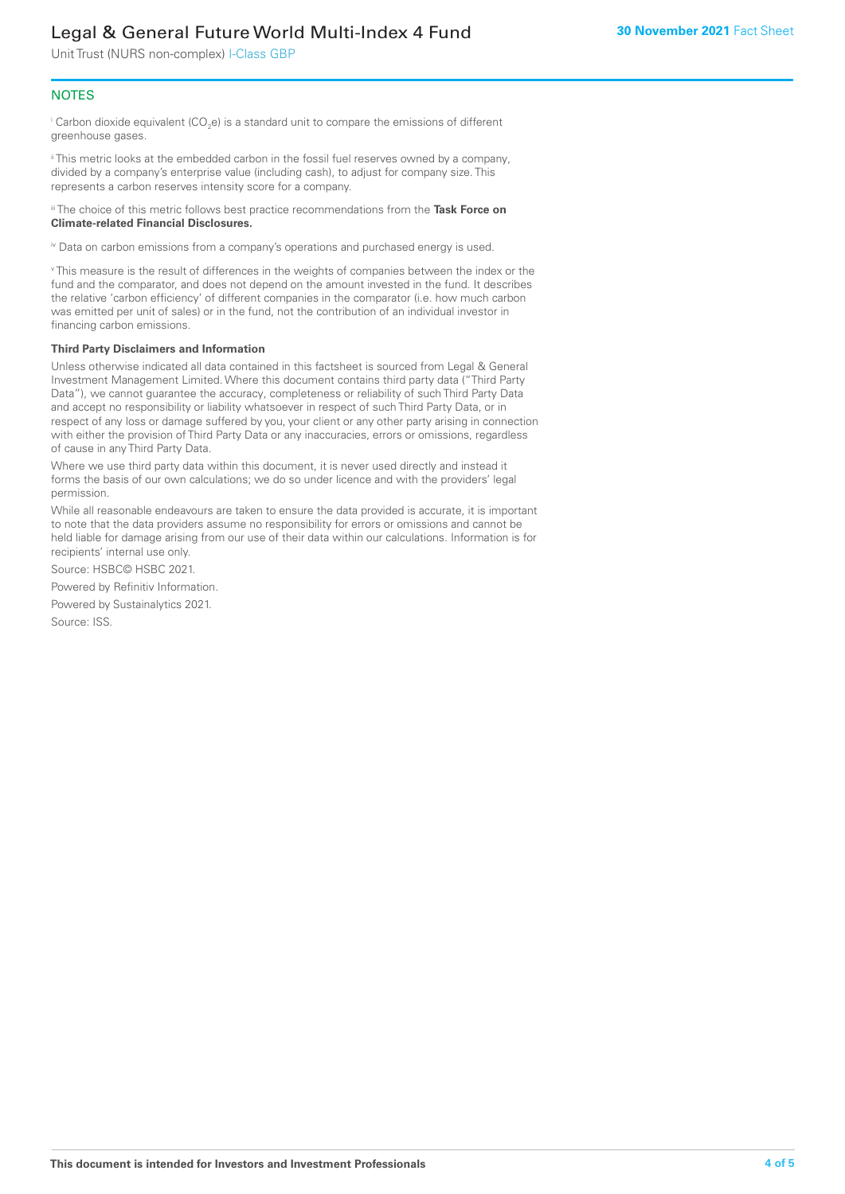## NOTES

[i] Carbon dioxide equivalent ($CO_2e$) is a standard unit to compare the emissions of different greenhouse gases.

[ii] This metric looks at the embedded carbon in the fossil fuel reserves owned by a company, divided by a company's enterprise value (including cash), to adjust for company size. This represents a carbon reserves intensity score for a company.

[iii] The choice of this metric follows best practice recommendations from the **Task Force on Climate-related Financial Disclosures.**

[iv] Data on carbon emissions from a company's operations and purchased energy is used.

[v] This measure is the result of differences in the weights of companies between the index or the fund and the comparator, and does not depend on the amount invested in the fund. It describes the relative 'carbon efficiency' of different companies in the comparator (i.e. how much carbon was emitted per unit of sales) or in the fund, not the contribution of an individual investor in financing carbon emissions.

**Third Party Disclaimers and Information**

Unless otherwise indicated all data contained in this factsheet is sourced from Legal & General Investment Management Limited. Where this document contains third party data ("Third Party Data"), we cannot guarantee the accuracy, completeness or reliability of such Third Party Data and accept no responsibility or liability whatsoever in respect of such Third Party Data, or in respect of any loss or damage suffered by you, your client or any other party arising in connection with either the provision of Third Party Data or any inaccuracies, errors or omissions, regardless of cause in any Third Party Data.

Where we use third party data within this document, it is never used directly and instead it forms the basis of our own calculations; we do so under licence and with the providers' legal permission.

While all reasonable endeavours are taken to ensure the data provided is accurate, it is important to note that the data providers assume no responsibility for errors or omissions and cannot be held liable for damage arising from our use of their data within our calculations. Information is for recipients' internal use only.

Source: HSBC© HSBC 2021.

Powered by Refinitiv Information.

Powered by Sustainalytics 2021.

Source: ISS.

**This document is intended for Investors and Investment Professionals**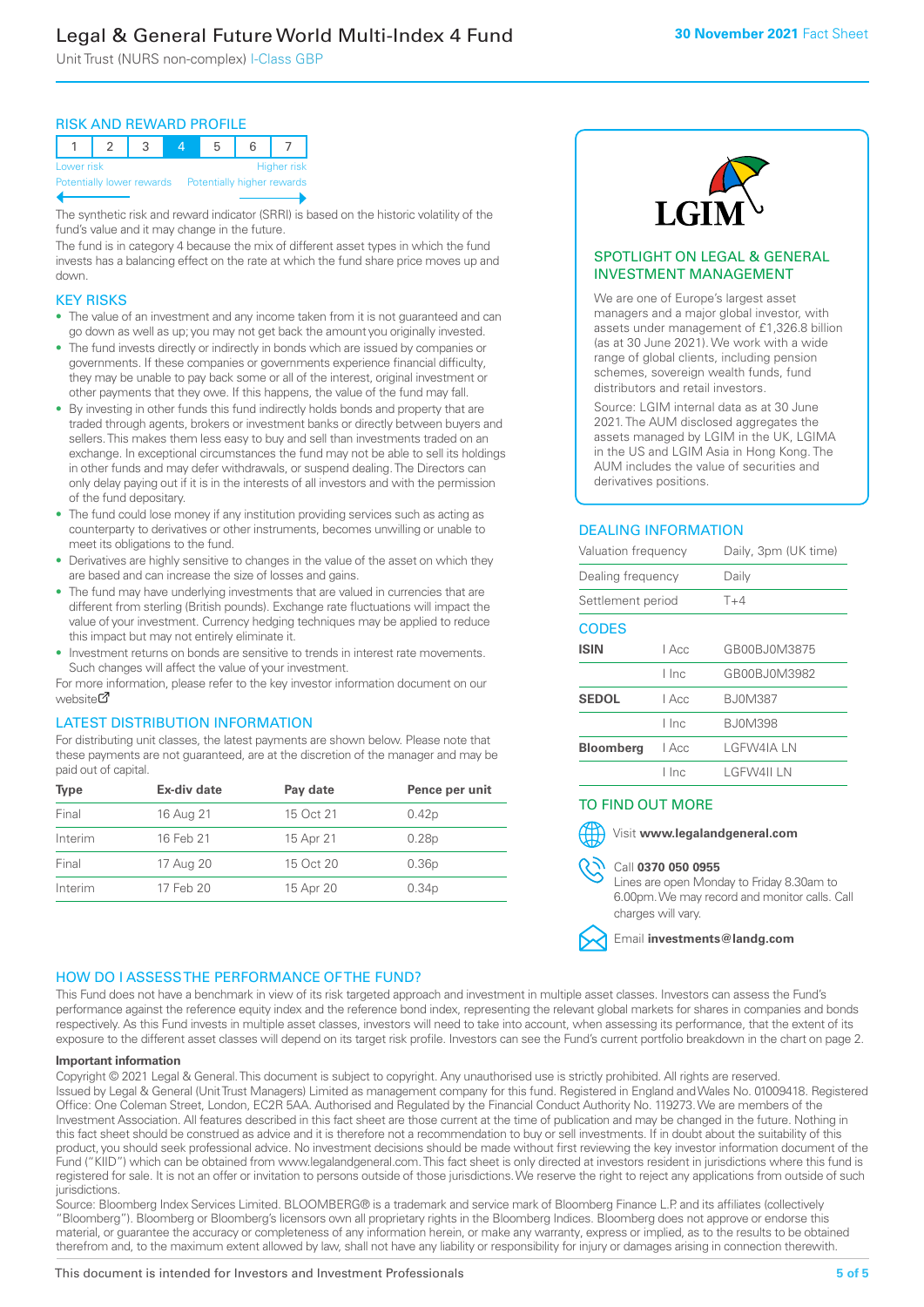# Legal & General Future World Multi-Index 4 Fund

Unit Trust (NURS non-complex) I-Class GBP

**30 November 2021** Fact Sheet

## RISK AND REWARD PROFILE

| 1 | 2 | 3 | 4 | 5 | 6 | 7 |
|---|---|---|---|---|---|---|

Lower risk — Higher risk

Potentially lower rewards — Potentially higher rewards

The synthetic risk and reward indicator (SRRI) is based on the historic volatility of the fund's value and it may change in the future.

The fund is in category 4 because the mix of different asset types in which the fund invests has a balancing effect on the rate at which the fund share price moves up and down.

## KEY RISKS

- The value of an investment and any income taken from it is not guaranteed and can go down as well as up; you may not get back the amount you originally invested.
- The fund invests directly or indirectly in bonds which are issued by companies or governments. If these companies or governments experience financial difficulty, they may be unable to pay back some or all of the interest, original investment or other payments that they owe. If this happens, the value of the fund may fall.
- By investing in other funds this fund indirectly holds bonds and property that are traded through agents, brokers or investment banks or directly between buyers and sellers. This makes them less easy to buy and sell than investments traded on an exchange. In exceptional circumstances the fund may not be able to sell its holdings in other funds and may defer withdrawals, or suspend dealing. The Directors can only delay paying out if it is in the interests of all investors and with the permission of the fund depositary.
- The fund could lose money if any institution providing services such as acting as counterparty to derivatives or other instruments, becomes unwilling or unable to meet its obligations to the fund.
- Derivatives are highly sensitive to changes in the value of the asset on which they are based and can increase the size of losses and gains.
- The fund may have underlying investments that are valued in currencies that are different from sterling (British pounds). Exchange rate fluctuations will impact the value of your investment. Currency hedging techniques may be applied to reduce this impact but may not entirely eliminate it.
- Investment returns on bonds are sensitive to trends in interest rate movements. Such changes will affect the value of your investment.

For more information, please refer to the key investor information document on our website

## LATEST DISTRIBUTION INFORMATION

For distributing unit classes, the latest payments are shown below. Please note that these payments are not guaranteed, are at the discretion of the manager and may be paid out of capital.

| Type | Ex-div date | Pay date | Pence per unit |
|---|---|---|---|
| Final | 16 Aug 21 | 15 Oct 21 | 0.42p |
| Interim | 16 Feb 21 | 15 Apr 21 | 0.28p |
| Final | 17 Aug 20 | 15 Oct 20 | 0.36p |
| Interim | 17 Feb 20 | 15 Apr 20 | 0.34p |

LGIM

## SPOTLIGHT ON LEGAL & GENERAL INVESTMENT MANAGEMENT

We are one of Europe's largest asset managers and a major global investor, with assets under management of £1,326.8 billion (as at 30 June 2021). We work with a wide range of global clients, including pension schemes, sovereign wealth funds, fund distributors and retail investors.

Source: LGIM internal data as at 30 June 2021. The AUM disclosed aggregates the assets managed by LGIM in the UK, LGIMA in the US and LGIM Asia in Hong Kong. The AUM includes the value of securities and derivatives positions.

## DEALING INFORMATION

| | |
|---|---|
| Valuation frequency | Daily, 3pm (UK time) |
| Dealing frequency | Daily |
| Settlement period | T+4 |

## CODES

| | | |
|---|---|---|
| **ISIN** | I Acc | GB00BJ0M3875 |
| | I Inc | GB00BJ0M3982 |
| **SEDOL** | I Acc | BJ0M387 |
| | I Inc | BJ0M398 |
| **Bloomberg** | I Acc | LGFW4IA LN |
| | I Inc | LGFW4II LN |

## TO FIND OUT MORE

Visit **www.legalandgeneral.com**

Call **0370 050 0955**
Lines are open Monday to Friday 8.30am to 6.00pm. We may record and monitor calls. Call charges will vary.

Email **investments@landg.com**

## HOW DO I ASSESS THE PERFORMANCE OF THE FUND?

This Fund does not have a benchmark in view of its risk targeted approach and investment in multiple asset classes. Investors can assess the Fund's performance against the reference equity index and the reference bond index, representing the relevant global markets for shares in companies and bonds respectively. As this Fund invests in multiple asset classes, investors will need to take into account, when assessing its performance, that the extent of its exposure to the different asset classes will depend on its target risk profile. Investors can see the Fund's current portfolio breakdown in the chart on page 2.

**Important information**

Copyright © 2021 Legal & General. This document is subject to copyright. Any unauthorised use is strictly prohibited. All rights are reserved.
Issued by Legal & General (Unit Trust Managers) Limited as management company for this fund. Registered in England and Wales No. 01009418. Registered Office: One Coleman Street, London, EC2R 5AA. Authorised and Regulated by the Financial Conduct Authority No. 119273. We are members of the Investment Association. All features described in this fact sheet are those current at the time of publication and may be changed in the future. Nothing in this fact sheet should be construed as advice and it is therefore not a recommendation to buy or sell investments. If in doubt about the suitability of this product, you should seek professional advice. No investment decisions should be made without first reviewing the key investor information document of the Fund ("KIID") which can be obtained from www.legalandgeneral.com. This fact sheet is only directed at investors resident in jurisdictions where this fund is registered for sale. It is not an offer or invitation to persons outside of those jurisdictions. We reserve the right to reject any applications from outside of such jurisdictions.
Source: Bloomberg Index Services Limited. BLOOMBERG® is a trademark and service mark of Bloomberg Finance L.P. and its affiliates (collectively "Bloomberg"). Bloomberg or Bloomberg's licensors own all proprietary rights in the Bloomberg Indices. Bloomberg does not approve or endorse this material, or guarantee the accuracy or completeness of any information herein, or make any warranty, express or implied, as to the results to be obtained therefrom and, to the maximum extent allowed by law, shall not have any liability or responsibility for injury or damages arising in connection therewith.

This document is intended for Investors and Investment Professionals